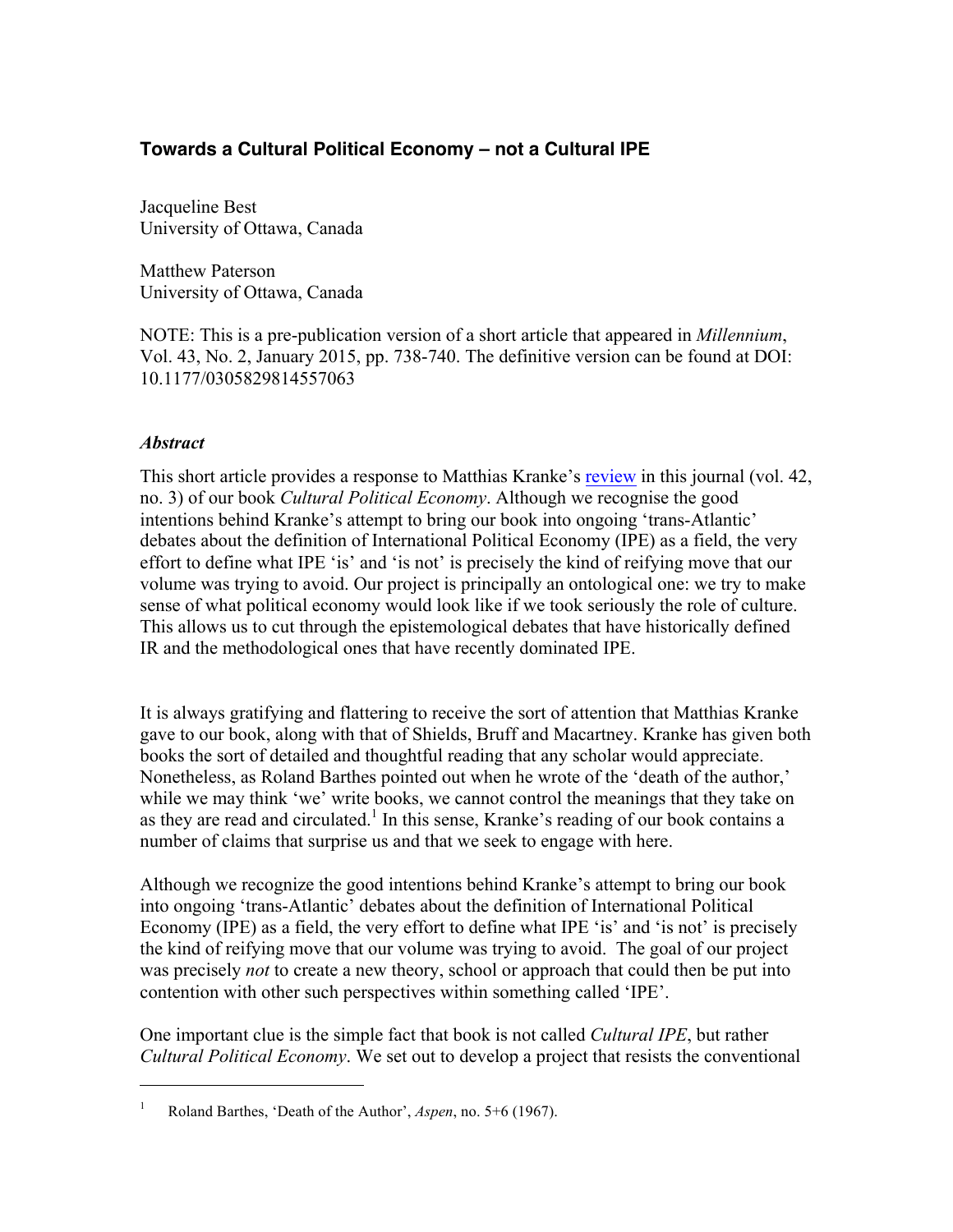## Towards a Cultural Political Economy – not a Cultural IPE

Jacqueline Best
University of Ottawa, Canada

Matthew Paterson
University of Ottawa, Canada

NOTE: This is a pre-publication version of a short article that appeared in *Millennium*, Vol. 43, No. 2, January 2015, pp. 738-740. The definitive version can be found at DOI: 10.1177/0305829814557063

### *Abstract*

This short article provides a response to Matthias Kranke's review in this journal (vol. 42, no. 3) of our book *Cultural Political Economy*. Although we recognise the good intentions behind Kranke's attempt to bring our book into ongoing 'trans-Atlantic' debates about the definition of International Political Economy (IPE) as a field, the very effort to define what IPE 'is' and 'is not' is precisely the kind of reifying move that our volume was trying to avoid. Our project is principally an ontological one: we try to make sense of what political economy would look like if we took seriously the role of culture. This allows us to cut through the epistemological debates that have historically defined IR and the methodological ones that have recently dominated IPE.

It is always gratifying and flattering to receive the sort of attention that Matthias Kranke gave to our book, along with that of Shields, Bruff and Macartney. Kranke has given both books the sort of detailed and thoughtful reading that any scholar would appreciate. Nonetheless, as Roland Barthes pointed out when he wrote of the 'death of the author,' while we may think 'we' write books, we cannot control the meanings that they take on as they are read and circulated.[1] In this sense, Kranke's reading of our book contains a number of claims that surprise us and that we seek to engage with here.

Although we recognize the good intentions behind Kranke's attempt to bring our book into ongoing 'trans-Atlantic' debates about the definition of International Political Economy (IPE) as a field, the very effort to define what IPE 'is' and 'is not' is precisely the kind of reifying move that our volume was trying to avoid. The goal of our project was precisely *not* to create a new theory, school or approach that could then be put into contention with other such perspectives within something called 'IPE'.

One important clue is the simple fact that book is not called *Cultural IPE*, but rather *Cultural Political Economy*. We set out to develop a project that resists the conventional

[1] Roland Barthes, 'Death of the Author', *Aspen*, no. 5+6 (1967).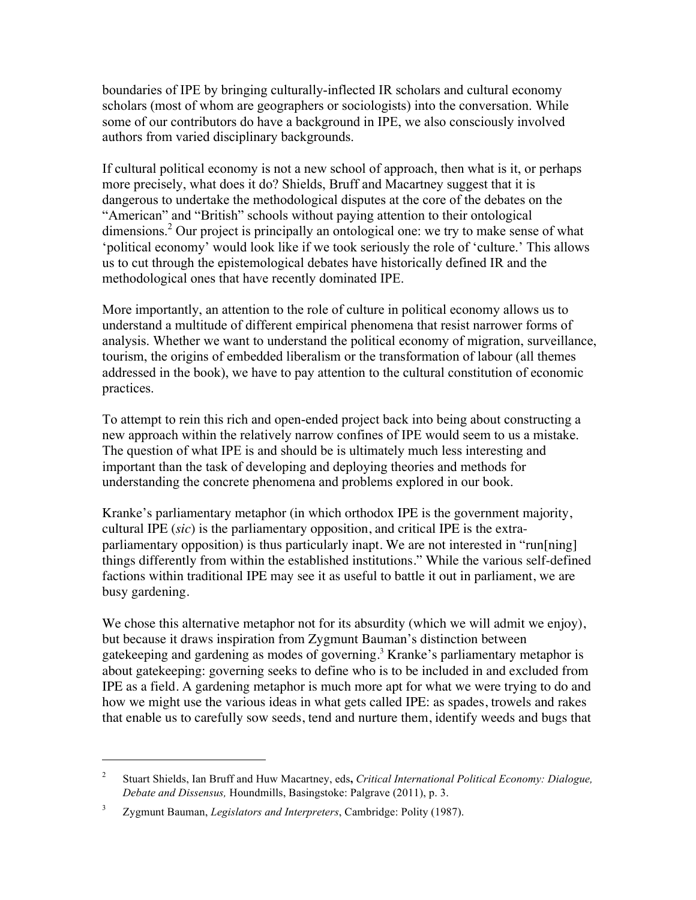boundaries of IPE by bringing culturally-inflected IR scholars and cultural economy scholars (most of whom are geographers or sociologists) into the conversation. While some of our contributors do have a background in IPE, we also consciously involved authors from varied disciplinary backgrounds.

If cultural political economy is not a new school of approach, then what is it, or perhaps more precisely, what does it do? Shields, Bruff and Macartney suggest that it is dangerous to undertake the methodological disputes at the core of the debates on the "American" and "British" schools without paying attention to their ontological dimensions.[2] Our project is principally an ontological one: we try to make sense of what 'political economy' would look like if we took seriously the role of 'culture.' This allows us to cut through the epistemological debates have historically defined IR and the methodological ones that have recently dominated IPE.

More importantly, an attention to the role of culture in political economy allows us to understand a multitude of different empirical phenomena that resist narrower forms of analysis. Whether we want to understand the political economy of migration, surveillance, tourism, the origins of embedded liberalism or the transformation of labour (all themes addressed in the book), we have to pay attention to the cultural constitution of economic practices.

To attempt to rein this rich and open-ended project back into being about constructing a new approach within the relatively narrow confines of IPE would seem to us a mistake. The question of what IPE is and should be is ultimately much less interesting and important than the task of developing and deploying theories and methods for understanding the concrete phenomena and problems explored in our book.

Kranke's parliamentary metaphor (in which orthodox IPE is the government majority, cultural IPE (*sic*) is the parliamentary opposition, and critical IPE is the extra-parliamentary opposition) is thus particularly inapt. We are not interested in "run[ning] things differently from within the established institutions." While the various self-defined factions within traditional IPE may see it as useful to battle it out in parliament, we are busy gardening.

We chose this alternative metaphor not for its absurdity (which we will admit we enjoy), but because it draws inspiration from Zygmunt Bauman's distinction between gatekeeping and gardening as modes of governing.[3] Kranke's parliamentary metaphor is about gatekeeping: governing seeks to define who is to be included in and excluded from IPE as a field. A gardening metaphor is much more apt for what we were trying to do and how we might use the various ideas in what gets called IPE: as spades, trowels and rakes that enable us to carefully sow seeds, tend and nurture them, identify weeds and bugs that

---

[2] Stuart Shields, Ian Bruff and Huw Macartney, eds**,** *Critical International Political Economy: Dialogue, Debate and Dissensus,* Houndmills, Basingstoke: Palgrave (2011), p. 3.

[3] Zygmunt Bauman, *Legislators and Interpreters*, Cambridge: Polity (1987).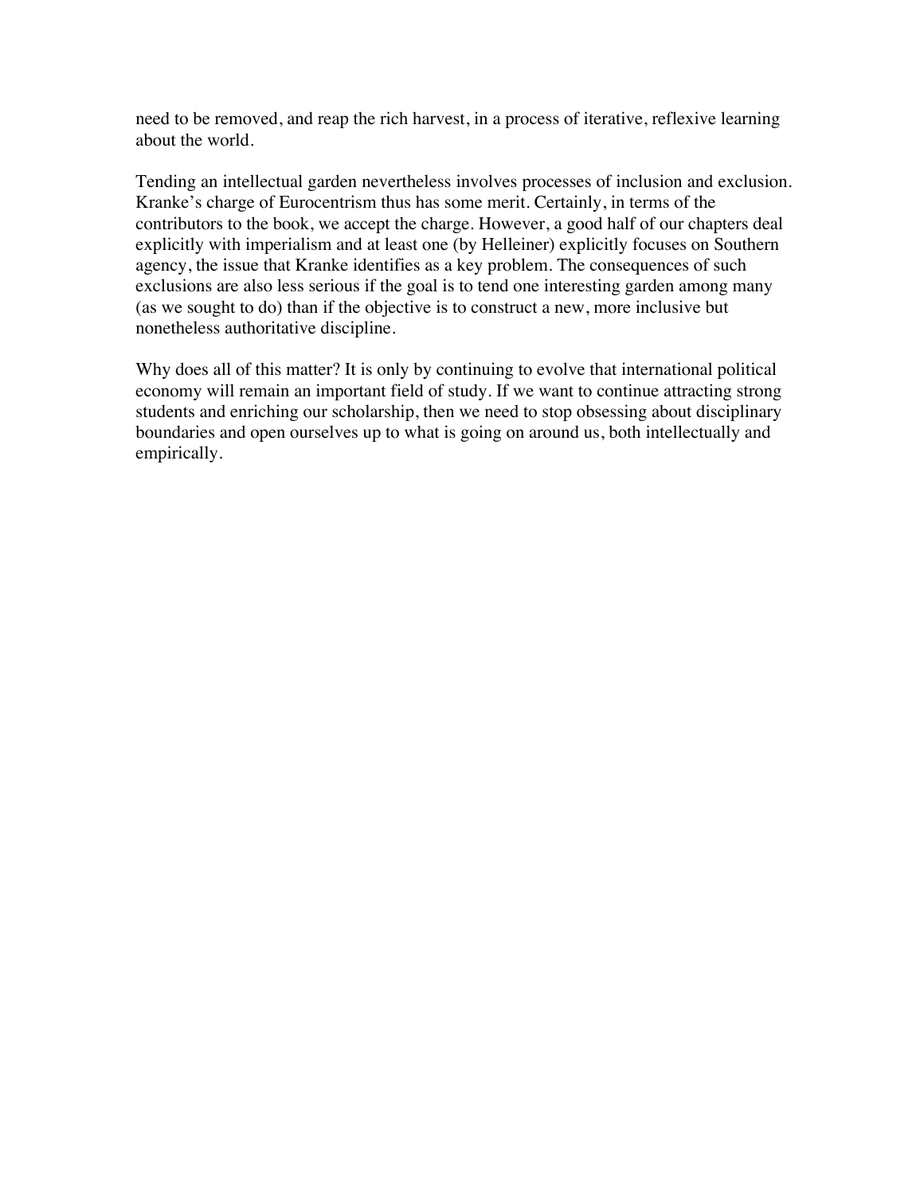need to be removed, and reap the rich harvest, in a process of iterative, reflexive learning about the world.

Tending an intellectual garden nevertheless involves processes of inclusion and exclusion. Kranke's charge of Eurocentrism thus has some merit. Certainly, in terms of the contributors to the book, we accept the charge. However, a good half of our chapters deal explicitly with imperialism and at least one (by Helleiner) explicitly focuses on Southern agency, the issue that Kranke identifies as a key problem. The consequences of such exclusions are also less serious if the goal is to tend one interesting garden among many (as we sought to do) than if the objective is to construct a new, more inclusive but nonetheless authoritative discipline.

Why does all of this matter? It is only by continuing to evolve that international political economy will remain an important field of study. If we want to continue attracting strong students and enriching our scholarship, then we need to stop obsessing about disciplinary boundaries and open ourselves up to what is going on around us, both intellectually and empirically.